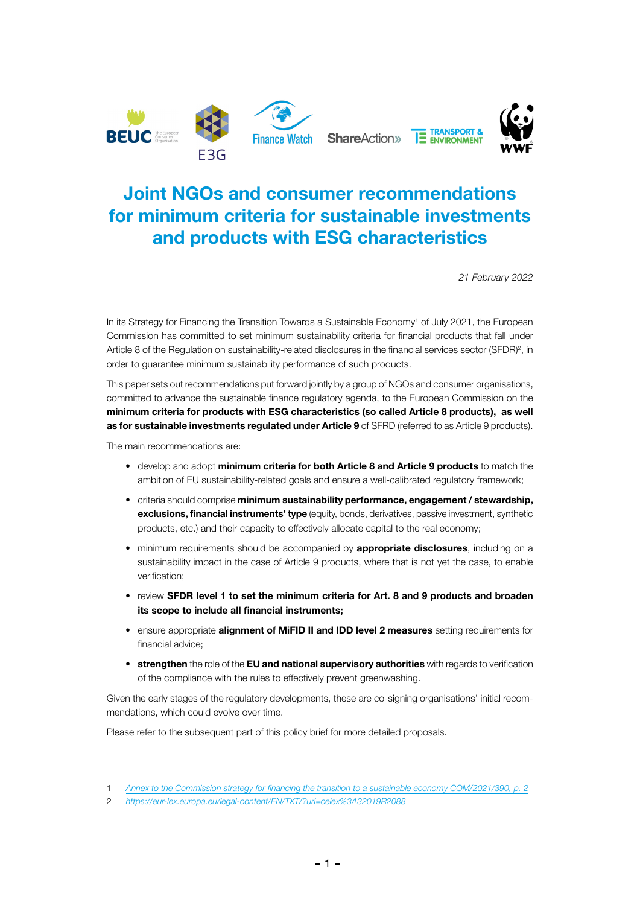# Joint NGOs and consumer recommendations for minimum criteria for sustainable investments and products with ESG characteristics

*21 February 2022*

In its Strategy for Financing the Transition Towards a Sustainable Economy[1] of July 2021, the European Commission has committed to set minimum sustainability criteria for financial products that fall under Article 8 of the Regulation on sustainability-related disclosures in the financial services sector (SFDR)[2], in order to guarantee minimum sustainability performance of such products.

This paper sets out recommendations put forward jointly by a group of NGOs and consumer organisations, committed to advance the sustainable finance regulatory agenda, to the European Commission on the **minimum criteria for products with ESG characteristics (so called Article 8 products), as well as for sustainable investments regulated under Article 9** of SFRD (referred to as Article 9 products).

The main recommendations are:

- develop and adopt **minimum criteria for both Article 8 and Article 9 products** to match the ambition of EU sustainability-related goals and ensure a well-calibrated regulatory framework;
- criteria should comprise **minimum sustainability performance, engagement / stewardship, exclusions, financial instruments' type** (equity, bonds, derivatives, passive investment, synthetic products, etc.) and their capacity to effectively allocate capital to the real economy;
- minimum requirements should be accompanied by **appropriate disclosures**, including on a sustainability impact in the case of Article 9 products, where that is not yet the case, to enable verification;
- review **SFDR level 1 to set the minimum criteria for Art. 8 and 9 products and broaden its scope to include all financial instruments;**
- ensure appropriate **alignment of MiFID II and IDD level 2 measures** setting requirements for financial advice;
- **strengthen** the role of the **EU and national supervisory authorities** with regards to verification of the compliance with the rules to effectively prevent greenwashing.

Given the early stages of the regulatory developments, these are co-signing organisations' initial recommendations, which could evolve over time.

Please refer to the subsequent part of this policy brief for more detailed proposals.

---

1 *Annex to the Commission strategy for financing the transition to a sustainable economy COM/2021/390, p. 2*

2 *https://eur-lex.europa.eu/legal-content/EN/TXT/?uri=celex%3A32019R2088*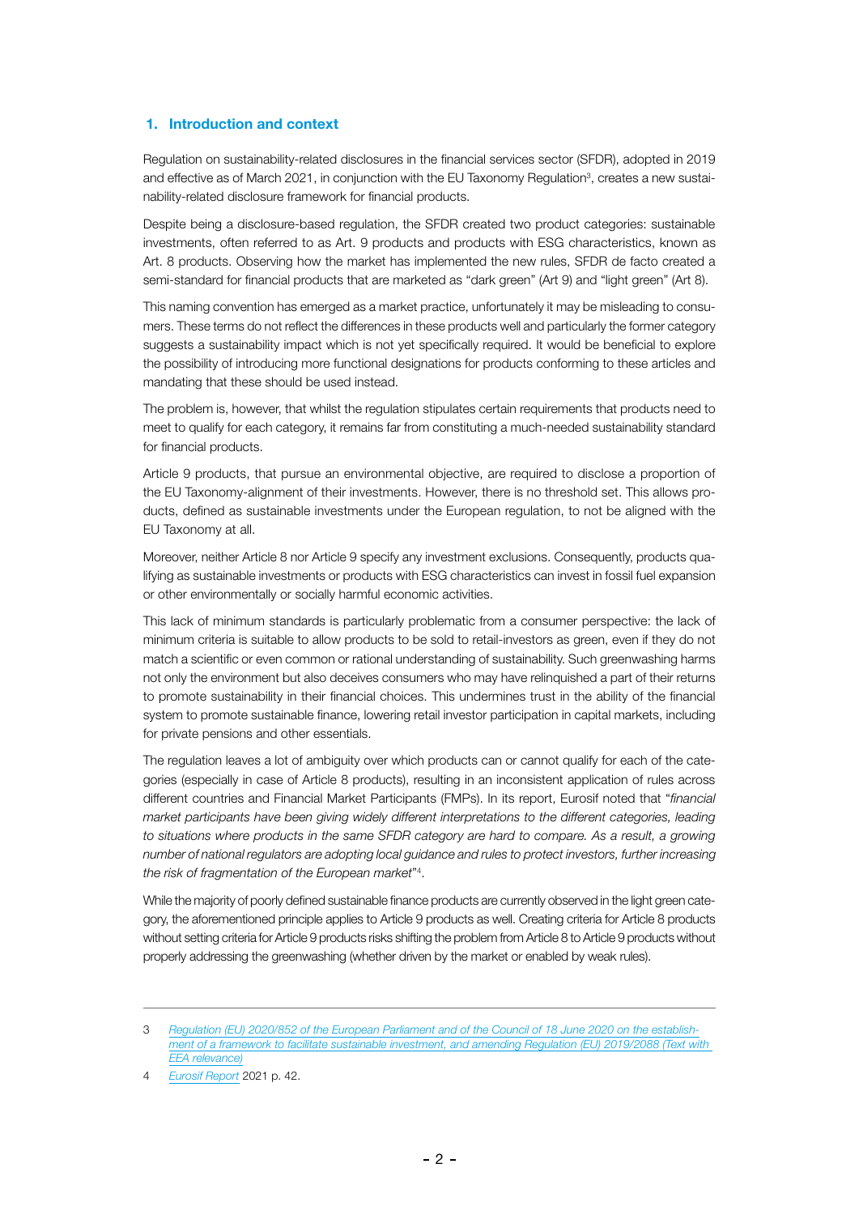## 1. Introduction and context

Regulation on sustainability-related disclosures in the financial services sector (SFDR), adopted in 2019 and effective as of March 2021, in conjunction with the EU Taxonomy Regulation[3], creates a new sustainability-related disclosure framework for financial products.

Despite being a disclosure-based regulation, the SFDR created two product categories: sustainable investments, often referred to as Art. 9 products and products with ESG characteristics, known as Art. 8 products. Observing how the market has implemented the new rules, SFDR de facto created a semi-standard for financial products that are marketed as "dark green" (Art 9) and "light green" (Art 8).

This naming convention has emerged as a market practice, unfortunately it may be misleading to consumers. These terms do not reflect the differences in these products well and particularly the former category suggests a sustainability impact which is not yet specifically required. It would be beneficial to explore the possibility of introducing more functional designations for products conforming to these articles and mandating that these should be used instead.

The problem is, however, that whilst the regulation stipulates certain requirements that products need to meet to qualify for each category, it remains far from constituting a much-needed sustainability standard for financial products.

Article 9 products, that pursue an environmental objective, are required to disclose a proportion of the EU Taxonomy-alignment of their investments. However, there is no threshold set. This allows products, defined as sustainable investments under the European regulation, to not be aligned with the EU Taxonomy at all.

Moreover, neither Article 8 nor Article 9 specify any investment exclusions. Consequently, products qualifying as sustainable investments or products with ESG characteristics can invest in fossil fuel expansion or other environmentally or socially harmful economic activities.

This lack of minimum standards is particularly problematic from a consumer perspective: the lack of minimum criteria is suitable to allow products to be sold to retail-investors as green, even if they do not match a scientific or even common or rational understanding of sustainability. Such greenwashing harms not only the environment but also deceives consumers who may have relinquished a part of their returns to promote sustainability in their financial choices. This undermines trust in the ability of the financial system to promote sustainable finance, lowering retail investor participation in capital markets, including for private pensions and other essentials.

The regulation leaves a lot of ambiguity over which products can or cannot qualify for each of the categories (especially in case of Article 8 products), resulting in an inconsistent application of rules across different countries and Financial Market Participants (FMPs). In its report, Eurosif noted that "*financial market participants have been giving widely different interpretations to the different categories, leading to situations where products in the same SFDR category are hard to compare. As a result, a growing number of national regulators are adopting local guidance and rules to protect investors, further increasing the risk of fragmentation of the European market*"[4].

While the majority of poorly defined sustainable finance products are currently observed in the light green category, the aforementioned principle applies to Article 9 products as well. Creating criteria for Article 8 products without setting criteria for Article 9 products risks shifting the problem from Article 8 to Article 9 products without properly addressing the greenwashing (whether driven by the market or enabled by weak rules).

---

3 *Regulation (EU) 2020/852 of the European Parliament and of the Council of 18 June 2020 on the establishment of a framework to facilitate sustainable investment, and amending Regulation (EU) 2019/2088 (Text with EEA relevance)*

4 *Eurosif Report* 2021 p. 42.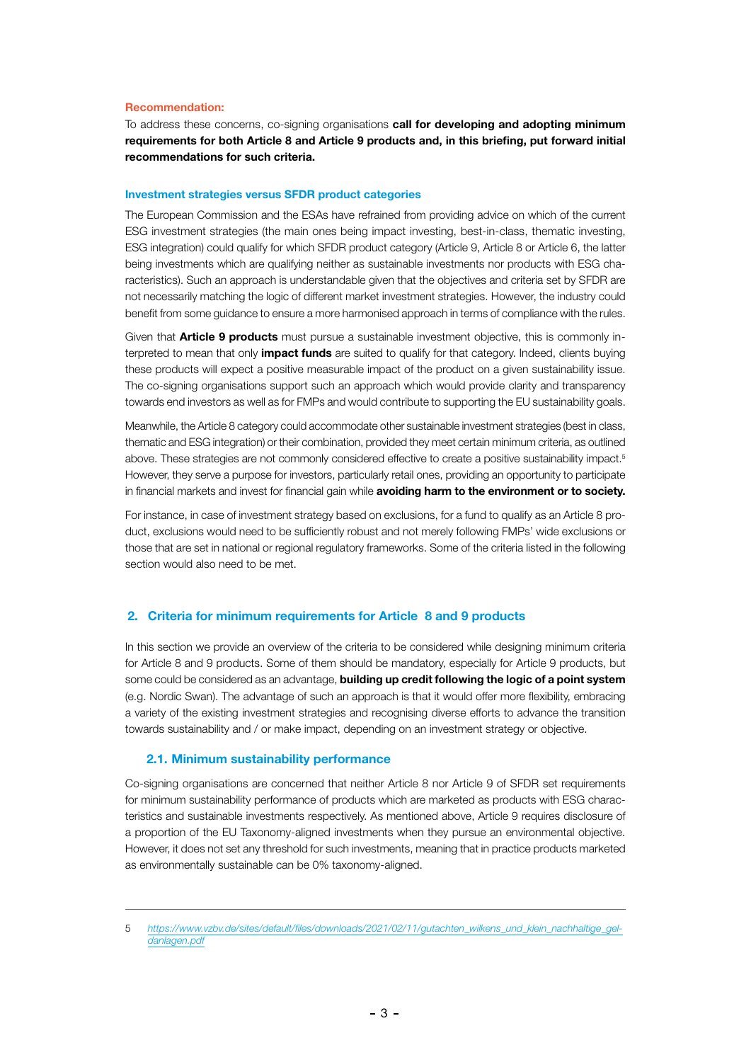**Recommendation:**

To address these concerns, co-signing organisations **call for developing and adopting minimum requirements for both Article 8 and Article 9 products and, in this briefing, put forward initial recommendations for such criteria.**

### Investment strategies versus SFDR product categories

The European Commission and the ESAs have refrained from providing advice on which of the current ESG investment strategies (the main ones being impact investing, best-in-class, thematic investing, ESG integration) could qualify for which SFDR product category (Article 9, Article 8 or Article 6, the latter being investments which are qualifying neither as sustainable investments nor products with ESG characteristics). Such an approach is understandable given that the objectives and criteria set by SFDR are not necessarily matching the logic of different market investment strategies. However, the industry could benefit from some guidance to ensure a more harmonised approach in terms of compliance with the rules.

Given that **Article 9 products** must pursue a sustainable investment objective, this is commonly interpreted to mean that only **impact funds** are suited to qualify for that category. Indeed, clients buying these products will expect a positive measurable impact of the product on a given sustainability issue. The co-signing organisations support such an approach which would provide clarity and transparency towards end investors as well as for FMPs and would contribute to supporting the EU sustainability goals.

Meanwhile, the Article 8 category could accommodate other sustainable investment strategies (best in class, thematic and ESG integration) or their combination, provided they meet certain minimum criteria, as outlined above. These strategies are not commonly considered effective to create a positive sustainability impact.[5] However, they serve a purpose for investors, particularly retail ones, providing an opportunity to participate in financial markets and invest for financial gain while **avoiding harm to the environment or to society.**

For instance, in case of investment strategy based on exclusions, for a fund to qualify as an Article 8 product, exclusions would need to be sufficiently robust and not merely following FMPs' wide exclusions or those that are set in national or regional regulatory frameworks. Some of the criteria listed in the following section would also need to be met.

## 2. Criteria for minimum requirements for Article 8 and 9 products

In this section we provide an overview of the criteria to be considered while designing minimum criteria for Article 8 and 9 products. Some of them should be mandatory, especially for Article 9 products, but some could be considered as an advantage, **building up credit following the logic of a point system** (e.g. Nordic Swan). The advantage of such an approach is that it would offer more flexibility, embracing a variety of the existing investment strategies and recognising diverse efforts to advance the transition towards sustainability and / or make impact, depending on an investment strategy or objective.

### 2.1. Minimum sustainability performance

Co-signing organisations are concerned that neither Article 8 nor Article 9 of SFDR set requirements for minimum sustainability performance of products which are marketed as products with ESG characteristics and sustainable investments respectively. As mentioned above, Article 9 requires disclosure of a proportion of the EU Taxonomy-aligned investments when they pursue an environmental objective. However, it does not set any threshold for such investments, meaning that in practice products marketed as environmentally sustainable can be 0% taxonomy-aligned.

---

5 *https://www.vzbv.de/sites/default/files/downloads/2021/02/11/gutachten_wilkens_und_klein_nachhaltige_geldanlagen.pdf*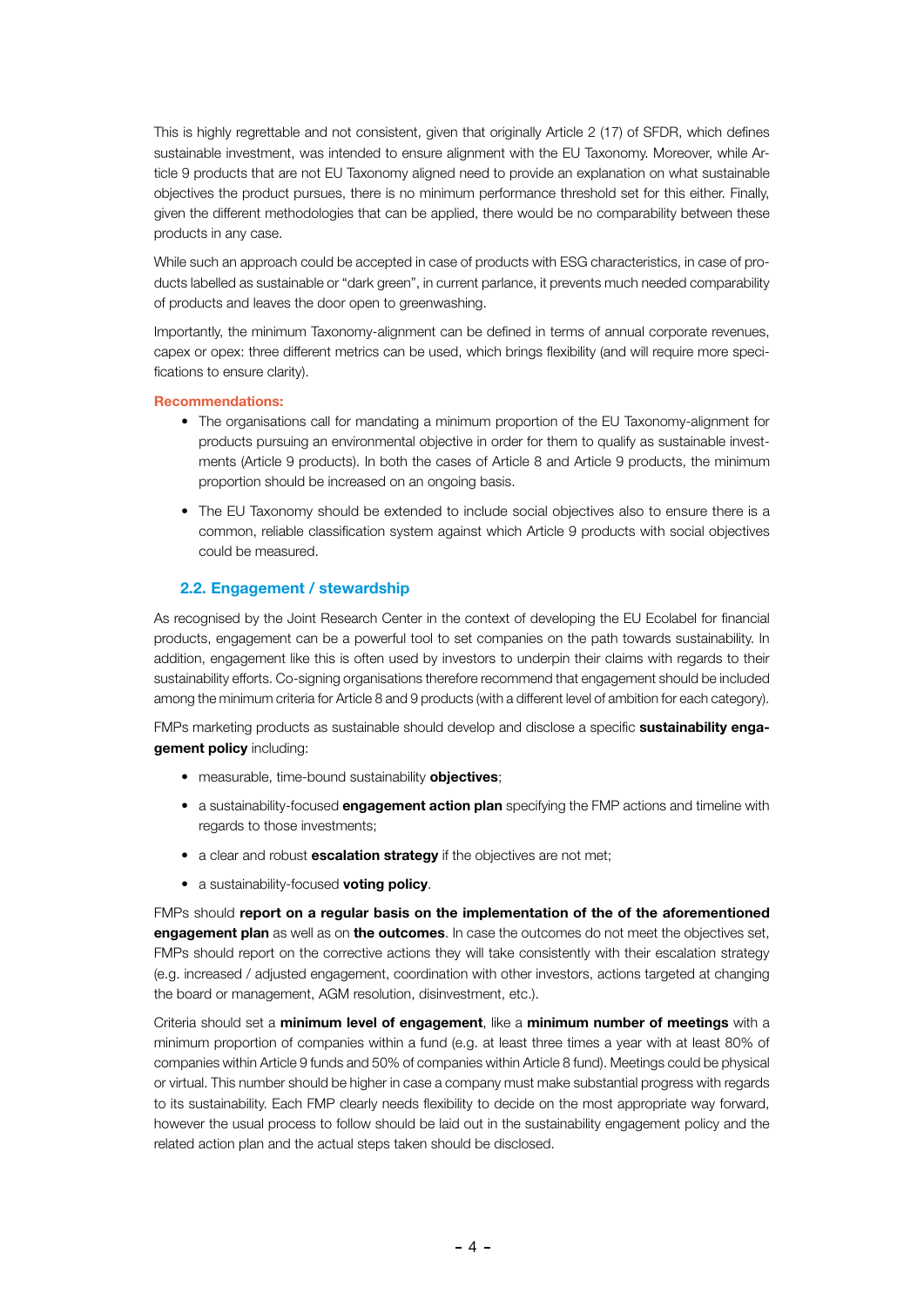This is highly regrettable and not consistent, given that originally Article 2 (17) of SFDR, which defines sustainable investment, was intended to ensure alignment with the EU Taxonomy. Moreover, while Article 9 products that are not EU Taxonomy aligned need to provide an explanation on what sustainable objectives the product pursues, there is no minimum performance threshold set for this either. Finally, given the different methodologies that can be applied, there would be no comparability between these products in any case.

While such an approach could be accepted in case of products with ESG characteristics, in case of products labelled as sustainable or "dark green", in current parlance, it prevents much needed comparability of products and leaves the door open to greenwashing.

Importantly, the minimum Taxonomy-alignment can be defined in terms of annual corporate revenues, capex or opex: three different metrics can be used, which brings flexibility (and will require more specifications to ensure clarity).

**Recommendations:**

- The organisations call for mandating a minimum proportion of the EU Taxonomy-alignment for products pursuing an environmental objective in order for them to qualify as sustainable investments (Article 9 products). In both the cases of Article 8 and Article 9 products, the minimum proportion should be increased on an ongoing basis.
- The EU Taxonomy should be extended to include social objectives also to ensure there is a common, reliable classification system against which Article 9 products with social objectives could be measured.

### 2.2. Engagement / stewardship

As recognised by the Joint Research Center in the context of developing the EU Ecolabel for financial products, engagement can be a powerful tool to set companies on the path towards sustainability. In addition, engagement like this is often used by investors to underpin their claims with regards to their sustainability efforts. Co-signing organisations therefore recommend that engagement should be included among the minimum criteria for Article 8 and 9 products (with a different level of ambition for each category).

FMPs marketing products as sustainable should develop and disclose a specific **sustainability engagement policy** including:

- measurable, time-bound sustainability **objectives**;
- a sustainability-focused **engagement action plan** specifying the FMP actions and timeline with regards to those investments;
- a clear and robust **escalation strategy** if the objectives are not met;
- a sustainability-focused **voting policy**.

FMPs should **report on a regular basis on the implementation of the of the aforementioned engagement plan** as well as on **the outcomes**. In case the outcomes do not meet the objectives set, FMPs should report on the corrective actions they will take consistently with their escalation strategy (e.g. increased / adjusted engagement, coordination with other investors, actions targeted at changing the board or management, AGM resolution, disinvestment, etc.).

Criteria should set a **minimum level of engagement**, like a **minimum number of meetings** with a minimum proportion of companies within a fund (e.g. at least three times a year with at least 80% of companies within Article 9 funds and 50% of companies within Article 8 fund). Meetings could be physical or virtual. This number should be higher in case a company must make substantial progress with regards to its sustainability. Each FMP clearly needs flexibility to decide on the most appropriate way forward, however the usual process to follow should be laid out in the sustainability engagement policy and the related action plan and the actual steps taken should be disclosed.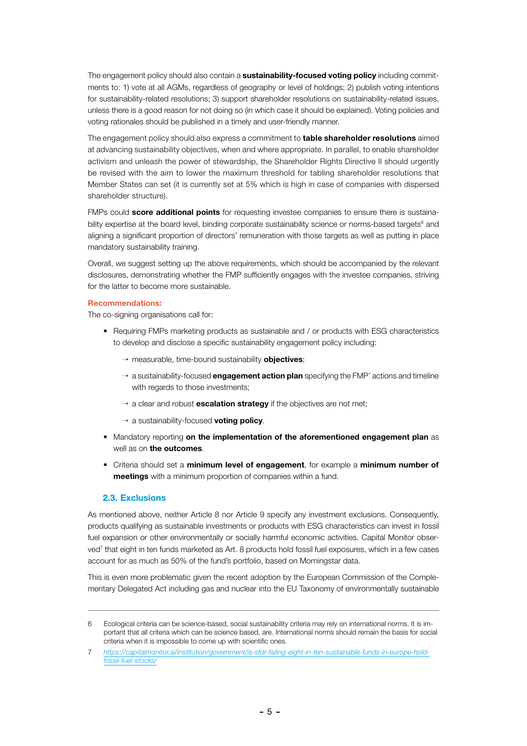The engagement policy should also contain a **sustainability-focused voting policy** including commitments to: 1) vote at all AGMs, regardless of geography or level of holdings; 2) publish voting intentions for sustainability-related resolutions; 3) support shareholder resolutions on sustainability-related issues, unless there is a good reason for not doing so (in which case it should be explained). Voting policies and voting rationales should be published in a timely and user-friendly manner.

The engagement policy should also express a commitment to **table shareholder resolutions** aimed at advancing sustainability objectives, when and where appropriate. In parallel, to enable shareholder activism and unleash the power of stewardship, the Shareholder Rights Directive II should urgently be revised with the aim to lower the maximum threshold for tabling shareholder resolutions that Member States can set (it is currently set at 5% which is high in case of companies with dispersed shareholder structure).

FMPs could **score additional points** for requesting investee companies to ensure there is sustainability expertise at the board level, binding corporate sustainability science or norms-based targets[6] and aligning a significant proportion of directors' remuneration with those targets as well as putting in place mandatory sustainability training.

Overall, we suggest setting up the above requirements, which should be accompanied by the relevant disclosures, demonstrating whether the FMP sufficiently engages with the investee companies, striving for the latter to become more sustainable.

**Recommendations:**

The co-signing organisations call for:

- Requiring FMPs marketing products as sustainable and / or products with ESG characteristics to develop and disclose a specific sustainability engagement policy including:
  - → measurable, time-bound sustainability **objectives**;
  - → a sustainability-focused **engagement action plan** specifying the FMP' actions and timeline with regards to those investments;
  - → a clear and robust **escalation strategy** if the objectives are not met;
  - → a sustainability-focused **voting policy**.
- Mandatory reporting **on the implementation of the aforementioned engagement plan** as well as on **the outcomes**.
- Criteria should set a **minimum level of engagement**, for example a **minimum number of meetings** with a minimum proportion of companies within a fund.

### 2.3. Exclusions

As mentioned above, neither Article 8 nor Article 9 specify any investment exclusions. Consequently, products qualifying as sustainable investments or products with ESG characteristics can invest in fossil fuel expansion or other environmentally or socially harmful economic activities. Capital Monitor observed[7] that eight in ten funds marketed as Art. 8 products hold fossil fuel exposures, which in a few cases account for as much as 50% of the fund's portfolio, based on Morningstar data.

This is even more problematic given the recent adoption by the European Commission of the Complementary Delegated Act including gas and nuclear into the EU Taxonomy of environmentally sustainable

---

6 Ecological criteria can be science-based, social sustainability criteria may rely on international norms. It is important that all criteria which can be science based, are. International norms should remain the basis for social criteria when it is impossible to come up with scientific ones.

7 https://capitalmonitor.ai/institution/government/is-sfdr-failing-eight-in-ten-sustainable-funds-in-europe-hold-fossil-fuel-stocks/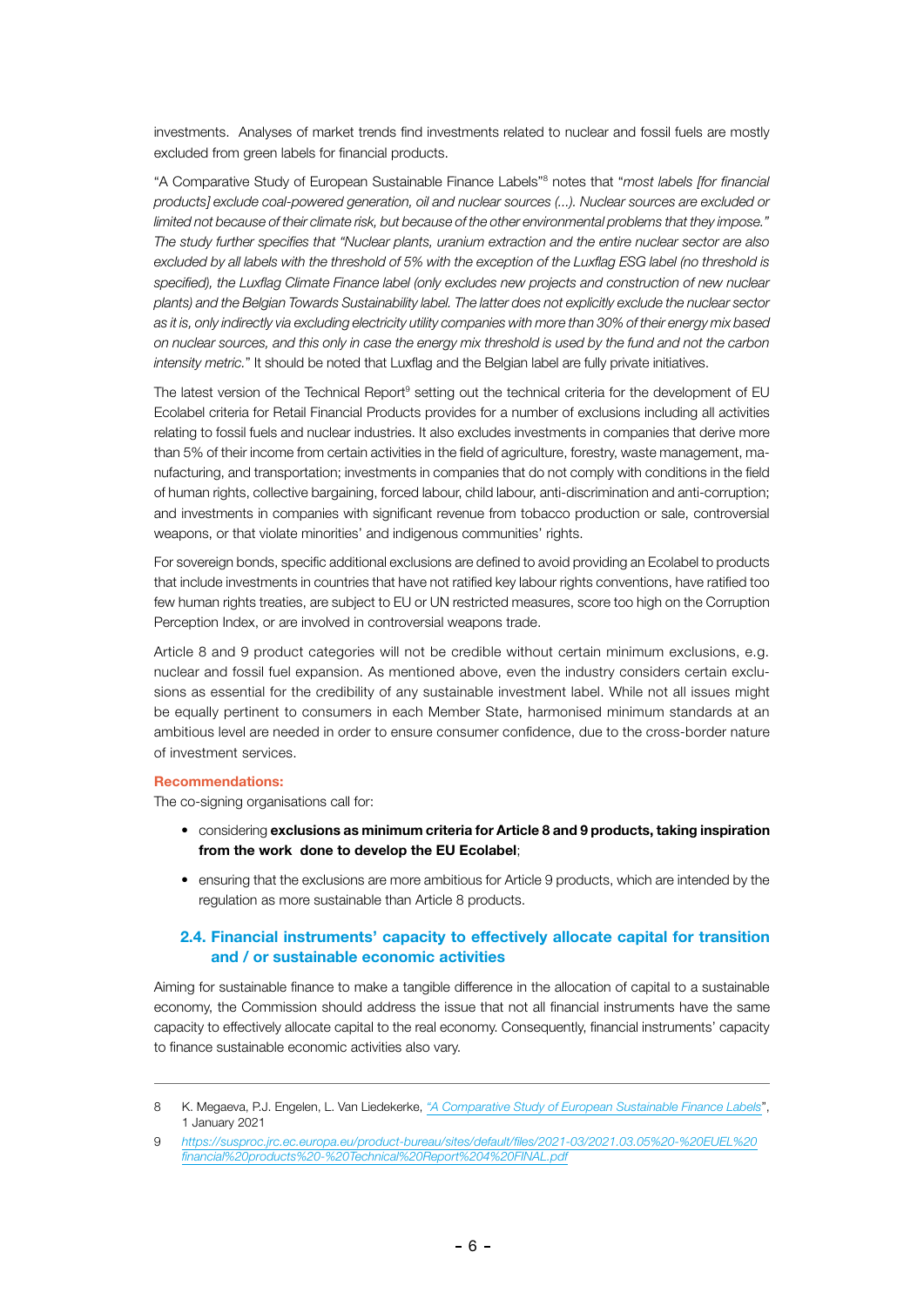investments. Analyses of market trends find investments related to nuclear and fossil fuels are mostly excluded from green labels for financial products.

"A Comparative Study of European Sustainable Finance Labels"[8] notes that "*most labels [for financial products] exclude coal-powered generation, oil and nuclear sources (...). Nuclear sources are excluded or limited not because of their climate risk, but because of the other environmental problems that they impose." The study further specifies that "Nuclear plants, uranium extraction and the entire nuclear sector are also excluded by all labels with the threshold of 5% with the exception of the Luxflag ESG label (no threshold is specified), the Luxflag Climate Finance label (only excludes new projects and construction of new nuclear plants) and the Belgian Towards Sustainability label. The latter does not explicitly exclude the nuclear sector as it is, only indirectly via excluding electricity utility companies with more than 30% of their energy mix based on nuclear sources, and this only in case the energy mix threshold is used by the fund and not the carbon intensity metric.*" It should be noted that Luxflag and the Belgian label are fully private initiatives.

The latest version of the Technical Report[9] setting out the technical criteria for the development of EU Ecolabel criteria for Retail Financial Products provides for a number of exclusions including all activities relating to fossil fuels and nuclear industries. It also excludes investments in companies that derive more than 5% of their income from certain activities in the field of agriculture, forestry, waste management, manufacturing, and transportation; investments in companies that do not comply with conditions in the field of human rights, collective bargaining, forced labour, child labour, anti-discrimination and anti-corruption; and investments in companies with significant revenue from tobacco production or sale, controversial weapons, or that violate minorities' and indigenous communities' rights.

For sovereign bonds, specific additional exclusions are defined to avoid providing an Ecolabel to products that include investments in countries that have not ratified key labour rights conventions, have ratified too few human rights treaties, are subject to EU or UN restricted measures, score too high on the Corruption Perception Index, or are involved in controversial weapons trade.

Article 8 and 9 product categories will not be credible without certain minimum exclusions, e.g. nuclear and fossil fuel expansion. As mentioned above, even the industry considers certain exclusions as essential for the credibility of any sustainable investment label. While not all issues might be equally pertinent to consumers in each Member State, harmonised minimum standards at an ambitious level are needed in order to ensure consumer confidence, due to the cross-border nature of investment services.

**Recommendations:**

The co-signing organisations call for:

- considering **exclusions as minimum criteria for Article 8 and 9 products, taking inspiration from the work done to develop the EU Ecolabel**;
- ensuring that the exclusions are more ambitious for Article 9 products, which are intended by the regulation as more sustainable than Article 8 products.

### 2.4. Financial instruments' capacity to effectively allocate capital for transition and / or sustainable economic activities

Aiming for sustainable finance to make a tangible difference in the allocation of capital to a sustainable economy, the Commission should address the issue that not all financial instruments have the same capacity to effectively allocate capital to the real economy. Consequently, financial instruments' capacity to finance sustainable economic activities also vary.

---

8 K. Megaeva, P.J. Engelen, L. Van Liedekerke, *"A Comparative Study of European Sustainable Finance Labels"*, 1 January 2021

9 *https://susproc.jrc.ec.europa.eu/product-bureau/sites/default/files/2021-03/2021.03.05%20-%20EUEL%20financial%20products%20-%20Technical%20Report%204%20FINAL.pdf*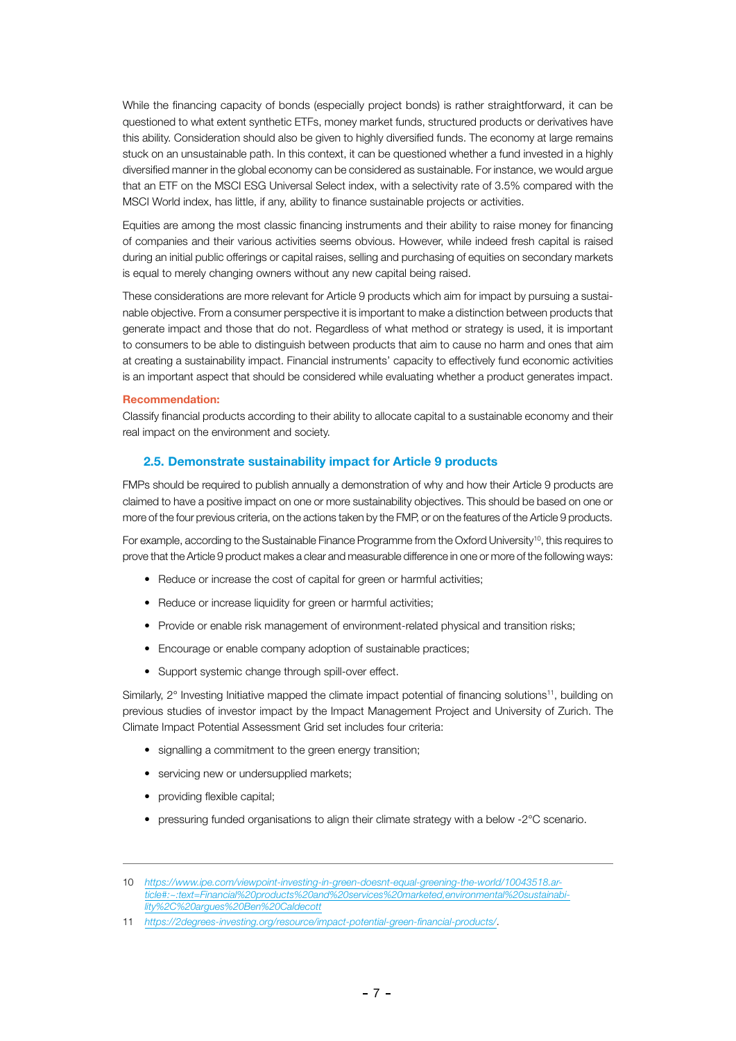While the financing capacity of bonds (especially project bonds) is rather straightforward, it can be questioned to what extent synthetic ETFs, money market funds, structured products or derivatives have this ability. Consideration should also be given to highly diversified funds. The economy at large remains stuck on an unsustainable path. In this context, it can be questioned whether a fund invested in a highly diversified manner in the global economy can be considered as sustainable. For instance, we would argue that an ETF on the MSCI ESG Universal Select index, with a selectivity rate of 3.5% compared with the MSCI World index, has little, if any, ability to finance sustainable projects or activities.

Equities are among the most classic financing instruments and their ability to raise money for financing of companies and their various activities seems obvious. However, while indeed fresh capital is raised during an initial public offerings or capital raises, selling and purchasing of equities on secondary markets is equal to merely changing owners without any new capital being raised.

These considerations are more relevant for Article 9 products which aim for impact by pursuing a sustainable objective. From a consumer perspective it is important to make a distinction between products that generate impact and those that do not. Regardless of what method or strategy is used, it is important to consumers to be able to distinguish between products that aim to cause no harm and ones that aim at creating a sustainability impact. Financial instruments' capacity to effectively fund economic activities is an important aspect that should be considered while evaluating whether a product generates impact.

**Recommendation:**

Classify financial products according to their ability to allocate capital to a sustainable economy and their real impact on the environment and society.

### 2.5. Demonstrate sustainability impact for Article 9 products

FMPs should be required to publish annually a demonstration of why and how their Article 9 products are claimed to have a positive impact on one or more sustainability objectives. This should be based on one or more of the four previous criteria, on the actions taken by the FMP, or on the features of the Article 9 products.

For example, according to the Sustainable Finance Programme from the Oxford University[10], this requires to prove that the Article 9 product makes a clear and measurable difference in one or more of the following ways:

- Reduce or increase the cost of capital for green or harmful activities;
- Reduce or increase liquidity for green or harmful activities;
- Provide or enable risk management of environment-related physical and transition risks;
- Encourage or enable company adoption of sustainable practices;
- Support systemic change through spill-over effect.

Similarly, 2° Investing Initiative mapped the climate impact potential of financing solutions[11], building on previous studies of investor impact by the Impact Management Project and University of Zurich. The Climate Impact Potential Assessment Grid set includes four criteria:

- signalling a commitment to the green energy transition;
- servicing new or undersupplied markets;
- providing flexible capital;
- pressuring funded organisations to align their climate strategy with a below -2°C scenario.

---

10 https://www.ipe.com/viewpoint-investing-in-green-doesnt-equal-greening-the-world/10043518.article#:~:text=Financial%20products%20and%20services%20marketed,environmental%20sustainability%2C%20argues%20Ben%20Caldecott

11 https://2degrees-investing.org/resource/impact-potential-green-financial-products/.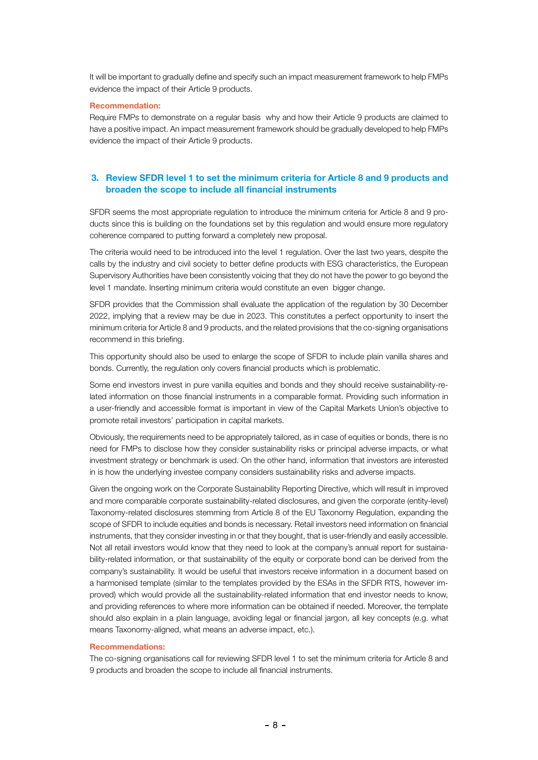It will be important to gradually define and specify such an impact measurement framework to help FMPs evidence the impact of their Article 9 products.

**Recommendation:**

Require FMPs to demonstrate on a regular basis why and how their Article 9 products are claimed to have a positive impact. An impact measurement framework should be gradually developed to help FMPs evidence the impact of their Article 9 products.

### 3. Review SFDR level 1 to set the minimum criteria for Article 8 and 9 products and broaden the scope to include all financial instruments

SFDR seems the most appropriate regulation to introduce the minimum criteria for Article 8 and 9 products since this is building on the foundations set by this regulation and would ensure more regulatory coherence compared to putting forward a completely new proposal.

The criteria would need to be introduced into the level 1 regulation. Over the last two years, despite the calls by the industry and civil society to better define products with ESG characteristics, the European Supervisory Authorities have been consistently voicing that they do not have the power to go beyond the level 1 mandate. Inserting minimum criteria would constitute an even bigger change.

SFDR provides that the Commission shall evaluate the application of the regulation by 30 December 2022, implying that a review may be due in 2023. This constitutes a perfect opportunity to insert the minimum criteria for Article 8 and 9 products, and the related provisions that the co-signing organisations recommend in this briefing.

This opportunity should also be used to enlarge the scope of SFDR to include plain vanilla shares and bonds. Currently, the regulation only covers financial products which is problematic.

Some end investors invest in pure vanilla equities and bonds and they should receive sustainability-related information on those financial instruments in a comparable format. Providing such information in a user-friendly and accessible format is important in view of the Capital Markets Union's objective to promote retail investors' participation in capital markets.

Obviously, the requirements need to be appropriately tailored, as in case of equities or bonds, there is no need for FMPs to disclose how they consider sustainability risks or principal adverse impacts, or what investment strategy or benchmark is used. On the other hand, information that investors are interested in is how the underlying investee company considers sustainability risks and adverse impacts.

Given the ongoing work on the Corporate Sustainability Reporting Directive, which will result in improved and more comparable corporate sustainability-related disclosures, and given the corporate (entity-level) Taxonomy-related disclosures stemming from Article 8 of the EU Taxonomy Regulation, expanding the scope of SFDR to include equities and bonds is necessary. Retail investors need information on financial instruments, that they consider investing in or that they bought, that is user-friendly and easily accessible. Not all retail investors would know that they need to look at the company's annual report for sustainability-related information, or that sustainability of the equity or corporate bond can be derived from the company's sustainability. It would be useful that investors receive information in a document based on a harmonised template (similar to the templates provided by the ESAs in the SFDR RTS, however improved) which would provide all the sustainability-related information that end investor needs to know, and providing references to where more information can be obtained if needed. Moreover, the template should also explain in a plain language, avoiding legal or financial jargon, all key concepts (e.g. what means Taxonomy-aligned, what means an adverse impact, etc.).

**Recommendations:**

The co-signing organisations call for reviewing SFDR level 1 to set the minimum criteria for Article 8 and 9 products and broaden the scope to include all financial instruments.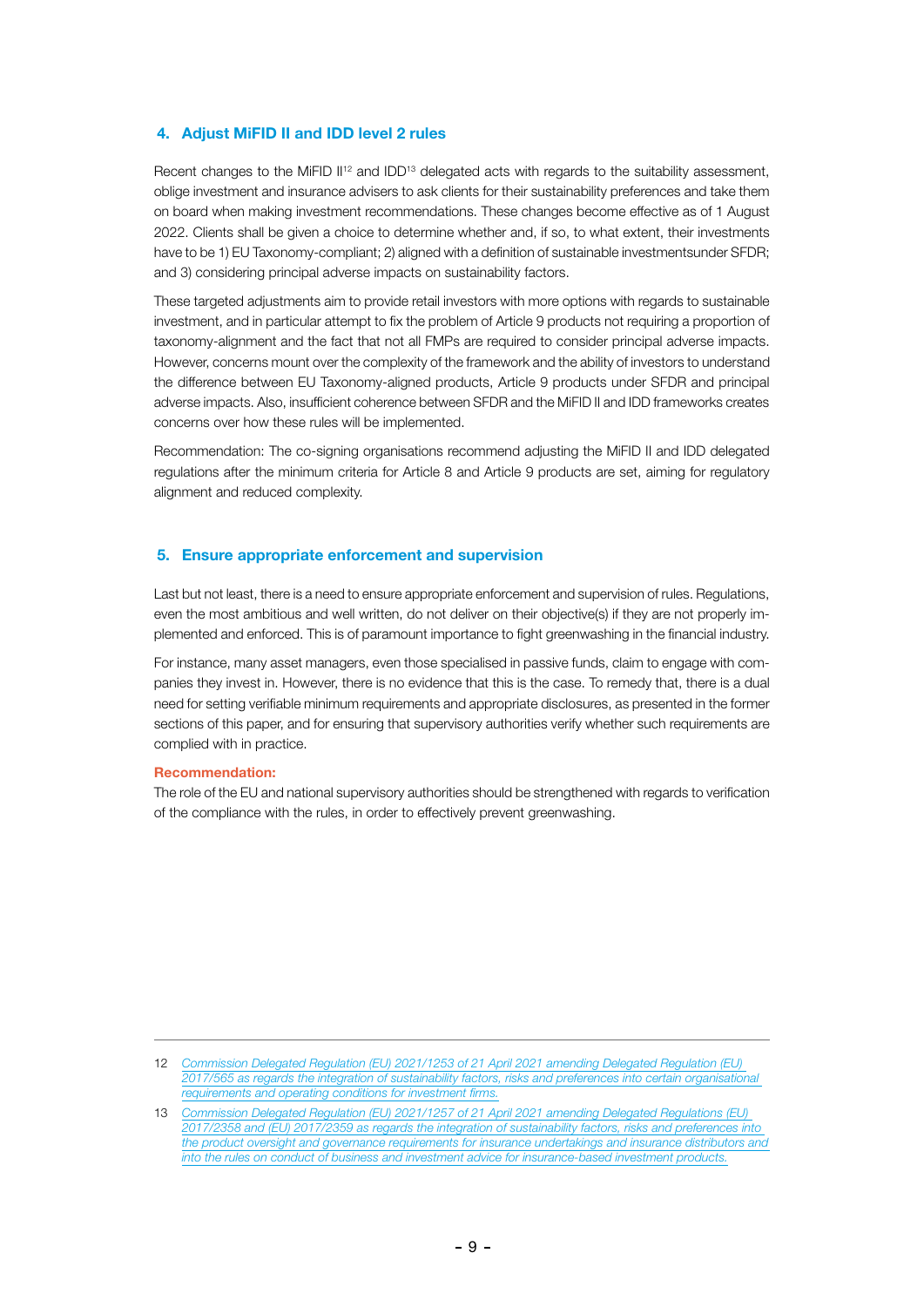## 4. Adjust MiFID II and IDD level 2 rules

Recent changes to the MiFID II[12] and IDD[13] delegated acts with regards to the suitability assessment, oblige investment and insurance advisers to ask clients for their sustainability preferences and take them on board when making investment recommendations. These changes become effective as of 1 August 2022. Clients shall be given a choice to determine whether and, if so, to what extent, their investments have to be 1) EU Taxonomy-compliant; 2) aligned with a definition of sustainable investmentsunder SFDR; and 3) considering principal adverse impacts on sustainability factors.

These targeted adjustments aim to provide retail investors with more options with regards to sustainable investment, and in particular attempt to fix the problem of Article 9 products not requiring a proportion of taxonomy-alignment and the fact that not all FMPs are required to consider principal adverse impacts. However, concerns mount over the complexity of the framework and the ability of investors to understand the difference between EU Taxonomy-aligned products, Article 9 products under SFDR and principal adverse impacts. Also, insufficient coherence between SFDR and the MiFID II and IDD frameworks creates concerns over how these rules will be implemented.

Recommendation: The co-signing organisations recommend adjusting the MiFID II and IDD delegated regulations after the minimum criteria for Article 8 and Article 9 products are set, aiming for regulatory alignment and reduced complexity.

## 5. Ensure appropriate enforcement and supervision

Last but not least, there is a need to ensure appropriate enforcement and supervision of rules. Regulations, even the most ambitious and well written, do not deliver on their objective(s) if they are not properly implemented and enforced. This is of paramount importance to fight greenwashing in the financial industry.

For instance, many asset managers, even those specialised in passive funds, claim to engage with companies they invest in. However, there is no evidence that this is the case. To remedy that, there is a dual need for setting verifiable minimum requirements and appropriate disclosures, as presented in the former sections of this paper, and for ensuring that supervisory authorities verify whether such requirements are complied with in practice.

**Recommendation:**
The role of the EU and national supervisory authorities should be strengthened with regards to verification of the compliance with the rules, in order to effectively prevent greenwashing.

---

12 *Commission Delegated Regulation (EU) 2021/1253 of 21 April 2021 amending Delegated Regulation (EU) 2017/565 as regards the integration of sustainability factors, risks and preferences into certain organisational requirements and operating conditions for investment firms.*

13 *Commission Delegated Regulation (EU) 2021/1257 of 21 April 2021 amending Delegated Regulations (EU) 2017/2358 and (EU) 2017/2359 as regards the integration of sustainability factors, risks and preferences into the product oversight and governance requirements for insurance undertakings and insurance distributors and into the rules on conduct of business and investment advice for insurance-based investment products.*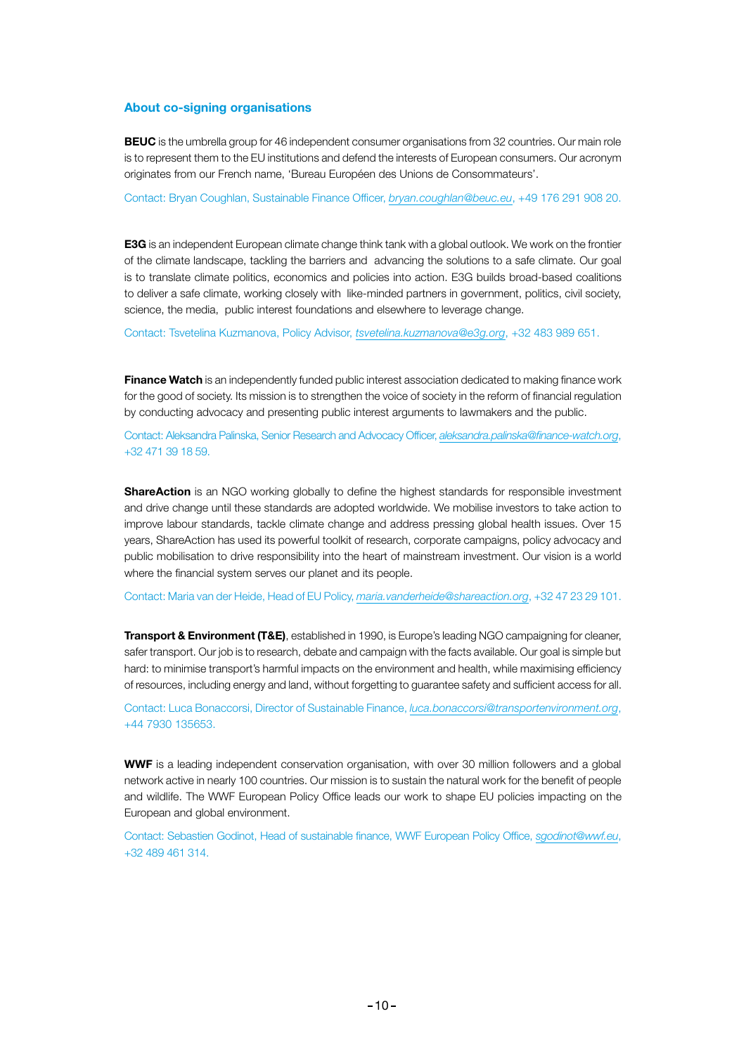## About co-signing organisations

**BEUC** is the umbrella group for 46 independent consumer organisations from 32 countries. Our main role is to represent them to the EU institutions and defend the interests of European consumers. Our acronym originates from our French name, 'Bureau Européen des Unions de Consommateurs'.

Contact: Bryan Coughlan, Sustainable Finance Officer, *bryan.coughlan@beuc.eu*, +49 176 291 908 20.

**E3G** is an independent European climate change think tank with a global outlook. We work on the frontier of the climate landscape, tackling the barriers and advancing the solutions to a safe climate. Our goal is to translate climate politics, economics and policies into action. E3G builds broad-based coalitions to deliver a safe climate, working closely with like-minded partners in government, politics, civil society, science, the media, public interest foundations and elsewhere to leverage change.

Contact: Tsvetelina Kuzmanova, Policy Advisor, *tsvetelina.kuzmanova@e3g.org*, +32 483 989 651.

**Finance Watch** is an independently funded public interest association dedicated to making finance work for the good of society. Its mission is to strengthen the voice of society in the reform of financial regulation by conducting advocacy and presenting public interest arguments to lawmakers and the public.

Contact: Aleksandra Palinska, Senior Research and Advocacy Officer, *aleksandra.palinska@finance-watch.org*, +32 471 39 18 59.

**ShareAction** is an NGO working globally to define the highest standards for responsible investment and drive change until these standards are adopted worldwide. We mobilise investors to take action to improve labour standards, tackle climate change and address pressing global health issues. Over 15 years, ShareAction has used its powerful toolkit of research, corporate campaigns, policy advocacy and public mobilisation to drive responsibility into the heart of mainstream investment. Our vision is a world where the financial system serves our planet and its people.

Contact: Maria van der Heide, Head of EU Policy, *maria.vanderheide@shareaction.org*, +32 47 23 29 101.

**Transport & Environment (T&E)**, established in 1990, is Europe's leading NGO campaigning for cleaner, safer transport. Our job is to research, debate and campaign with the facts available. Our goal is simple but hard: to minimise transport's harmful impacts on the environment and health, while maximising efficiency of resources, including energy and land, without forgetting to guarantee safety and sufficient access for all.

Contact: Luca Bonaccorsi, Director of Sustainable Finance, *luca.bonaccorsi@transportenvironment.org*, +44 7930 135653.

**WWF** is a leading independent conservation organisation, with over 30 million followers and a global network active in nearly 100 countries. Our mission is to sustain the natural work for the benefit of people and wildlife. The WWF European Policy Office leads our work to shape EU policies impacting on the European and global environment.

Contact: Sebastien Godinot, Head of sustainable finance, WWF European Policy Office, *sgodinot@wwf.eu*, +32 489 461 314.